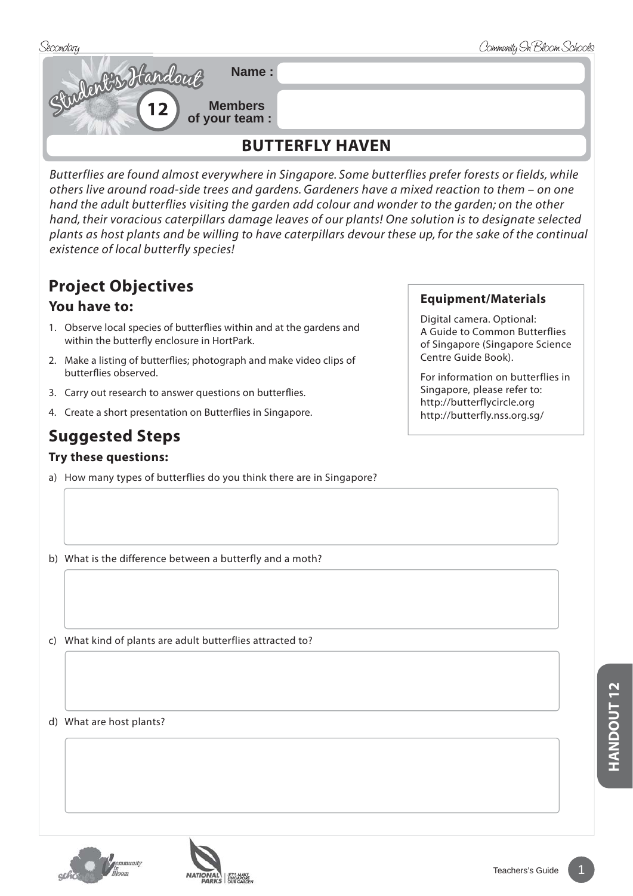**Student's Handout 12**

**Name :**

**Members of your team :**

# BUTTERFLY HAVEN

*Butterflies are found almost everywhere in Singapore. Some butterflies prefer forests or fields, while others live around road-side trees and gardens. Gardeners have a mixed reaction to them – on one hand the adult butterflies visiting the garden add colour and wonder to the garden; on the other hand, their voracious caterpillars damage leaves of our plants! One solution is to designate selected plants as host plants and be willing to have caterpillars devour these up, for the sake of the continual existence of local butterfly species!*

## Project Objectives

### You have to:

1. Observe local species of butterflies within and at the gardens and within the butterfly enclosure in HortPark.
2. Make a listing of butterflies; photograph and make video clips of butterflies observed.
3. Carry out research to answer questions on butterflies.
4. Create a short presentation on Butterflies in Singapore.

### Equipment/Materials

Digital camera. Optional: A Guide to Common Butterflies of Singapore (Singapore Science Centre Guide Book).

For information on butterflies in Singapore, please refer to:
http://butterflycircle.org
http://butterfly.nss.org.sg/

## Suggested Steps

### Try these questions:

a) How many types of butterflies do you think there are in Singapore?

b) What is the difference between a butterfly and a moth?

c) What kind of plants are adult butterflies attracted to?

d) What are host plants?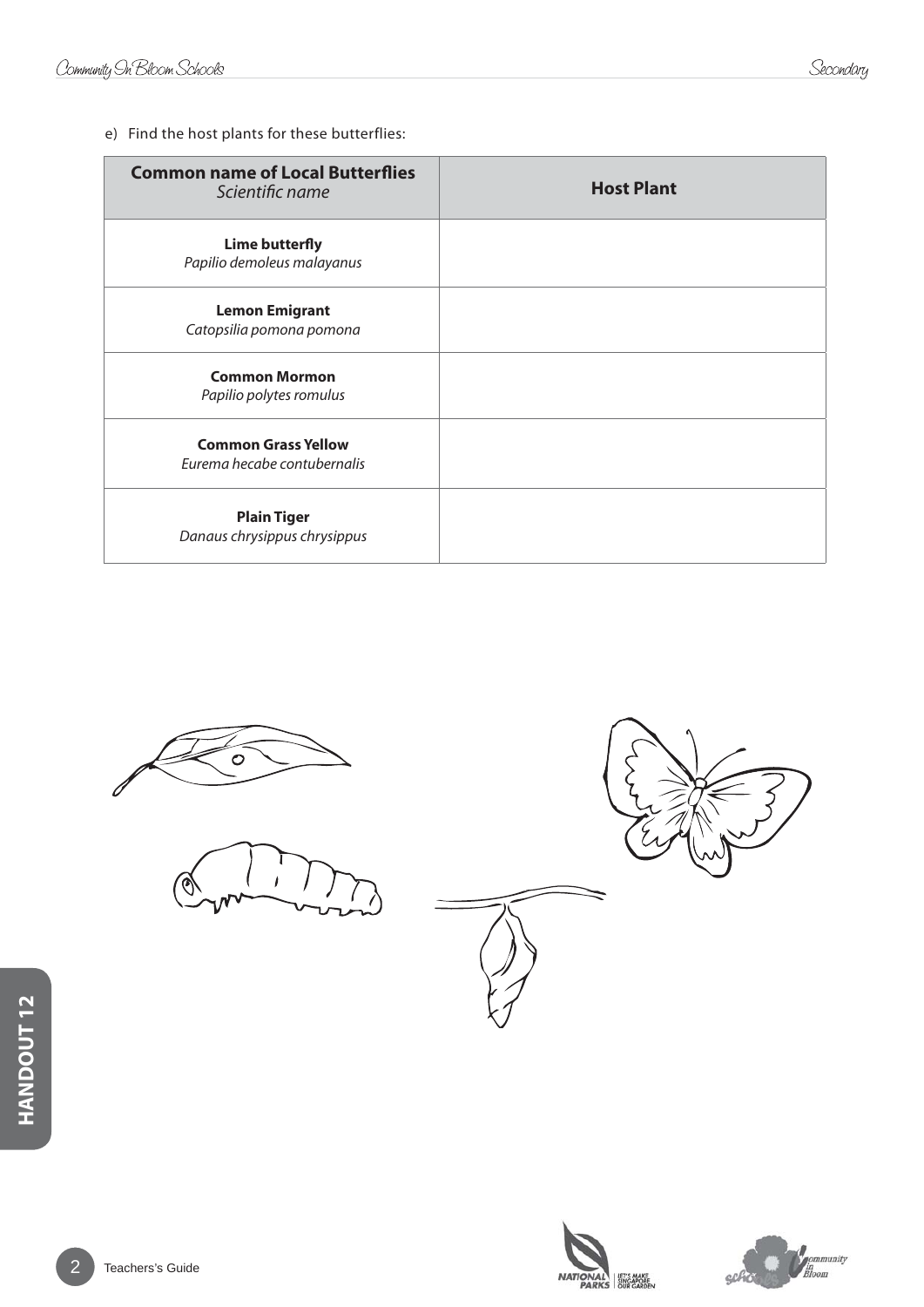e) Find the host plants for these butterflies:

| **Common name of Local Butterflies** *Scientific name* | **Host Plant** |
|---|---|
| **Lime butterfly** *Papilio demoleus malayanus* | |
| **Lemon Emigrant** *Catopsilia pomona pomona* | |
| **Common Mormon** *Papilio polytes romulus* | |
| **Common Grass Yellow** *Eurema hecabe contubernalis* | |
| **Plain Tiger** *Danaus chrysippus chrysippus* | |